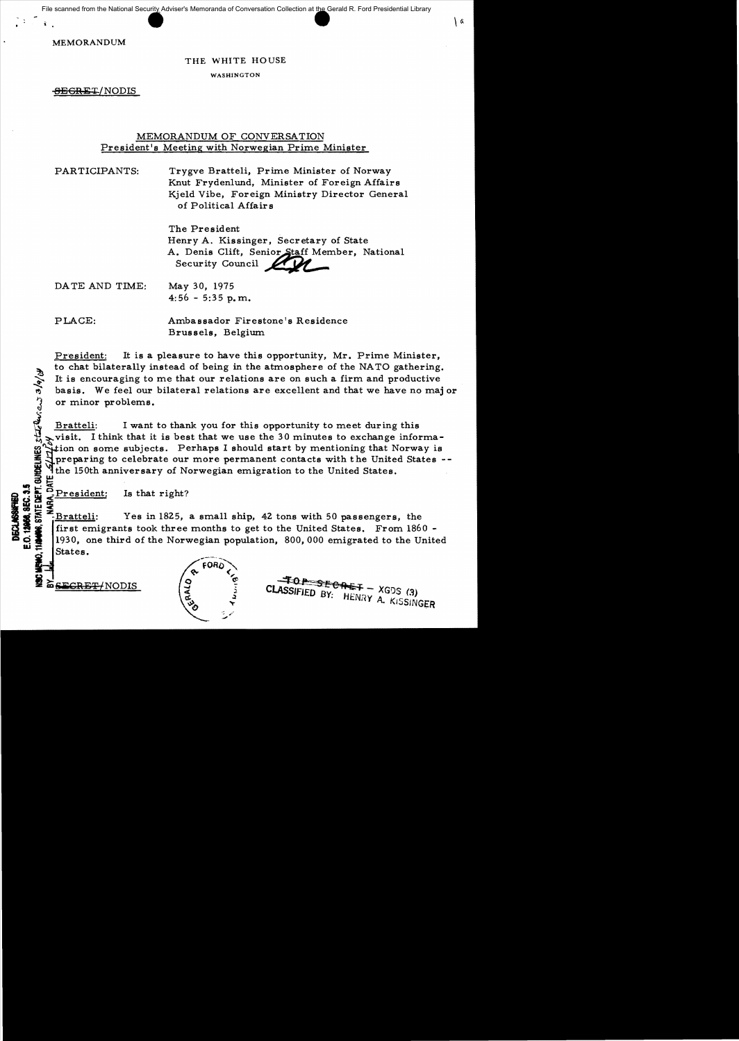MEMORANDUM

THE WHITE HOUSE

WASHINGTON

~~SECRET~~/NODIS

MEMORANDUM OF CONVERSATION
President's Meeting with Norwegian Prime Minister

PARTICIPANTS: Trygve Bratteli, Prime Minister of Norway
Knut Frydenlund, Minister of Foreign Affairs
Kjeld Vibe, Foreign Ministry Director General of Political Affairs

The President
Henry A. Kissinger, Secretary of State
A. Denis Clift, Senior Staff Member, National Security Council

DATE AND TIME: May 30, 1975
4:56 - 5:35 p.m.

PLACE: Ambassador Firestone's Residence
Brussels, Belgium

President: It is a pleasure to have this opportunity, Mr. Prime Minister, to chat bilaterally instead of being in the atmosphere of the NATO gathering. It is encouraging to me that our relations are on such a firm and productive basis. We feel our bilateral relations are excellent and that we have no major or minor problems.

Bratteli: I want to thank you for this opportunity to meet during this visit. I think that it is best that we use the 30 minutes to exchange information on some subjects. Perhaps I should start by mentioning that Norway is preparing to celebrate our more permanent contacts with the United States -- the 150th anniversary of Norwegian emigration to the United States.

President: Is that right?

Bratteli: Yes in 1825, a small ship, 42 tons with 50 passengers, the first emigrants took three months to get to the United States. From 1860 - 1930, one third of the Norwegian population, 800,000 emigrated to the United States.

~~SECRET~~/NODIS

~~TOP SECRET~~ - XGDS (3)
CLASSIFIED BY: HENRY A. KISSINGER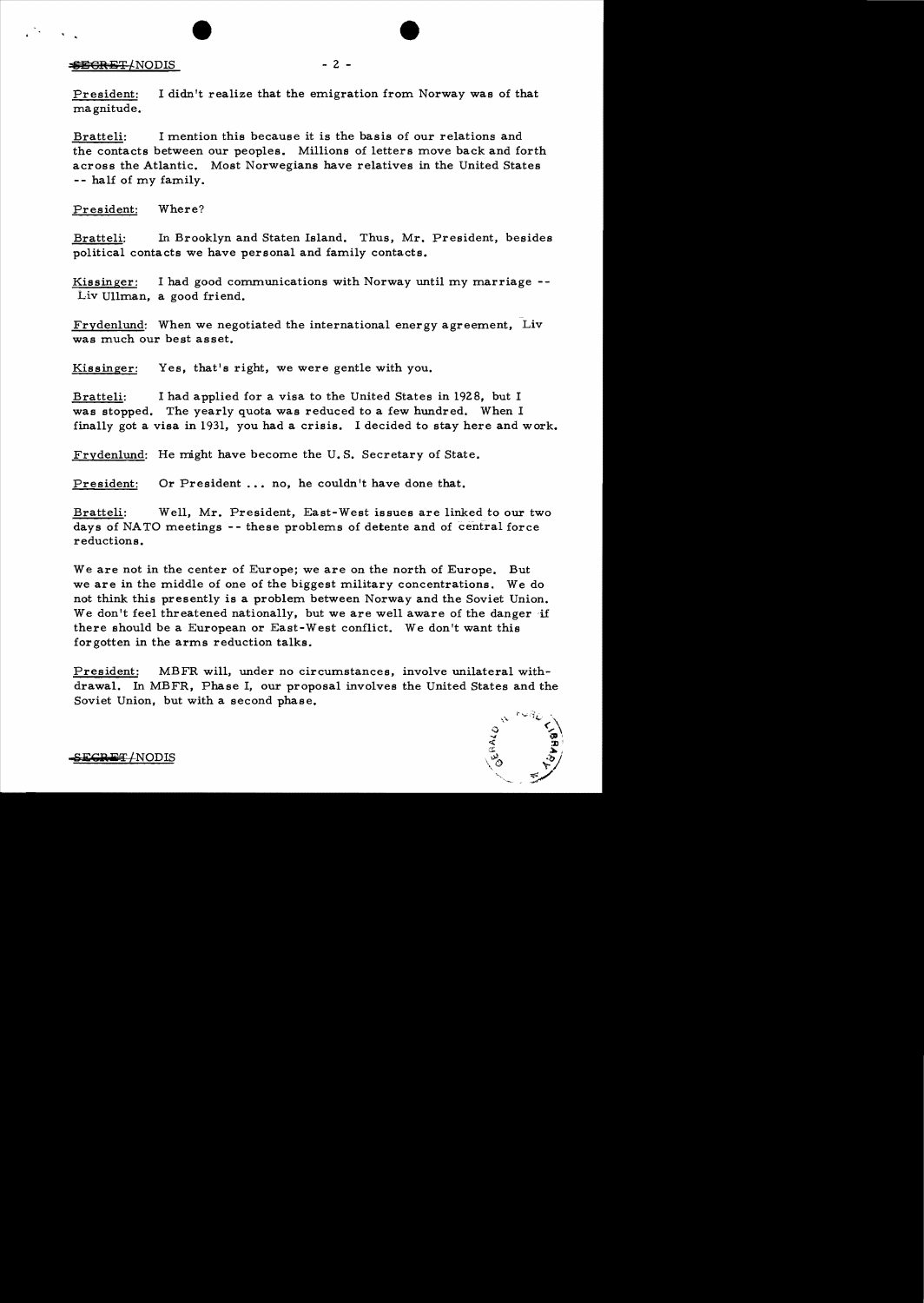SECRET/NODIS

President: I didn't realize that the emigration from Norway was of that magnitude.

Bratteli: I mention this because it is the basis of our relations and the contacts between our peoples. Millions of letters move back and forth across the Atlantic. Most Norwegians have relatives in the United States -- half of my family.

President: Where?

Bratteli: In Brooklyn and Staten Island. Thus, Mr. President, besides political contacts we have personal and family contacts.

Kissinger: I had good communications with Norway until my marriage -- Liv Ullman, a good friend.

Frydenlund: When we negotiated the international energy agreement, Liv was much our best asset.

Kissinger: Yes, that's right, we were gentle with you.

Bratteli: I had applied for a visa to the United States in 1928, but I was stopped. The yearly quota was reduced to a few hundred. When I finally got a visa in 1931, you had a crisis. I decided to stay here and work.

Frydenlund: He might have become the U.S. Secretary of State.

President: Or President ... no, he couldn't have done that.

Bratteli: Well, Mr. President, East-West issues are linked to our two days of NATO meetings -- these problems of detente and of central force reductions.

We are not in the center of Europe; we are on the north of Europe. But we are in the middle of one of the biggest military concentrations. We do not think this presently is a problem between Norway and the Soviet Union. We don't feel threatened nationally, but we are well aware of the danger if there should be a European or East-West conflict. We don't want this forgotten in the arms reduction talks.

President: MBFR will, under no circumstances, involve unilateral withdrawal. In MBFR, Phase I, our proposal involves the United States and the Soviet Union, but with a second phase.

SECRET/NODIS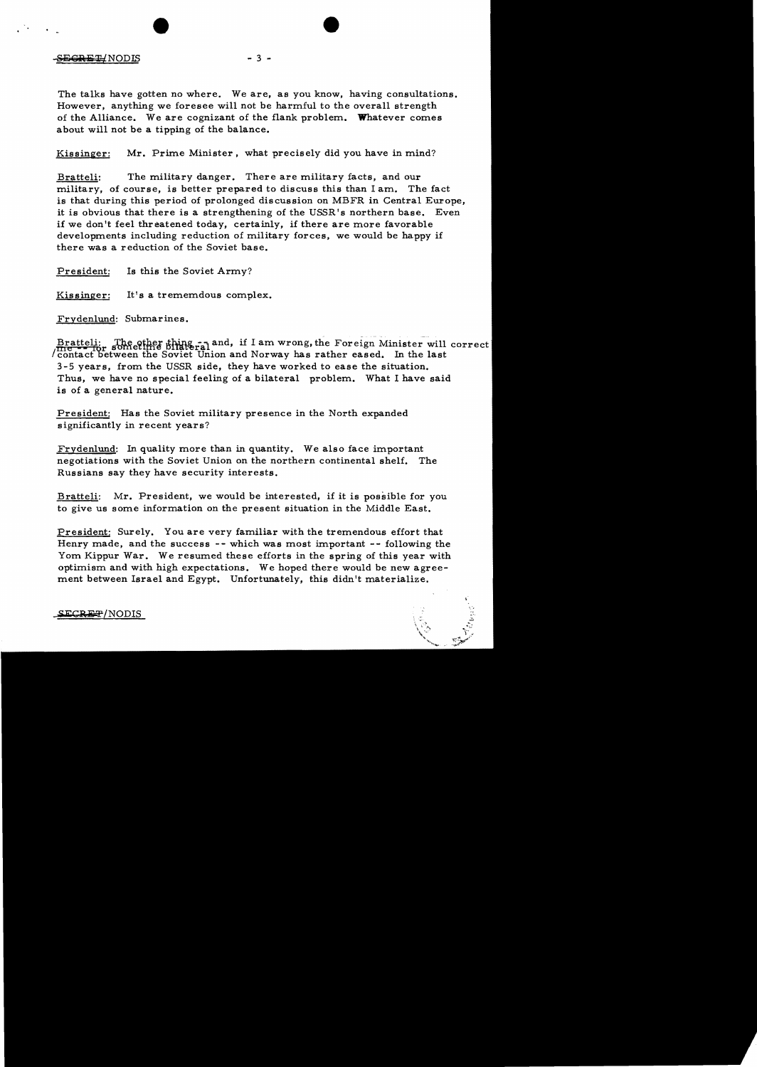The talks have gotten no where. We are, as you know, having consultations. However, anything we foresee will not be harmful to the overall strength of the Alliance. We are cognizant of the flank problem. Whatever comes about will not be a tipping of the balance.

Kissinger: Mr. Prime Minister, what precisely did you have in mind?

Bratteli: The military danger. There are military facts, and our military, of course, is better prepared to discuss this than I am. The fact is that during this period of prolonged discussion on MBFR in Central Europe, it is obvious that there is a strengthening of the USSR's northern base. Even if we don't feel threatened today, certainly, if there are more favorable developments including reduction of military forces, we would be happy if there was a reduction of the Soviet base.

President: Is this the Soviet Army?

Kissinger: It's a tremendous complex.

Frydenlund: Submarines.

Bratteli: The other thing -- and, if I am wrong, the Foreign Minister will correct me -- for sometime bilateral contact between the Soviet Union and Norway has rather eased. In the last 3-5 years, from the USSR side, they have worked to ease the situation. Thus, we have no special feeling of a bilateral problem. What I have said is of a general nature.

President: Has the Soviet military presence in the North expanded significantly in recent years?

Frydenlund: In quality more than in quantity. We also face important negotiations with the Soviet Union on the northern continental shelf. The Russians say they have security interests.

Bratteli: Mr. President, we would be interested, if it is possible for you to give us some information on the present situation in the Middle East.

President: Surely. You are very familiar with the tremendous effort that Henry made, and the success -- which was most important -- following the Yom Kippur War. We resumed these efforts in the spring of this year with optimism and with high expectations. We hoped there would be new agreement between Israel and Egypt. Unfortunately, this didn't materialize.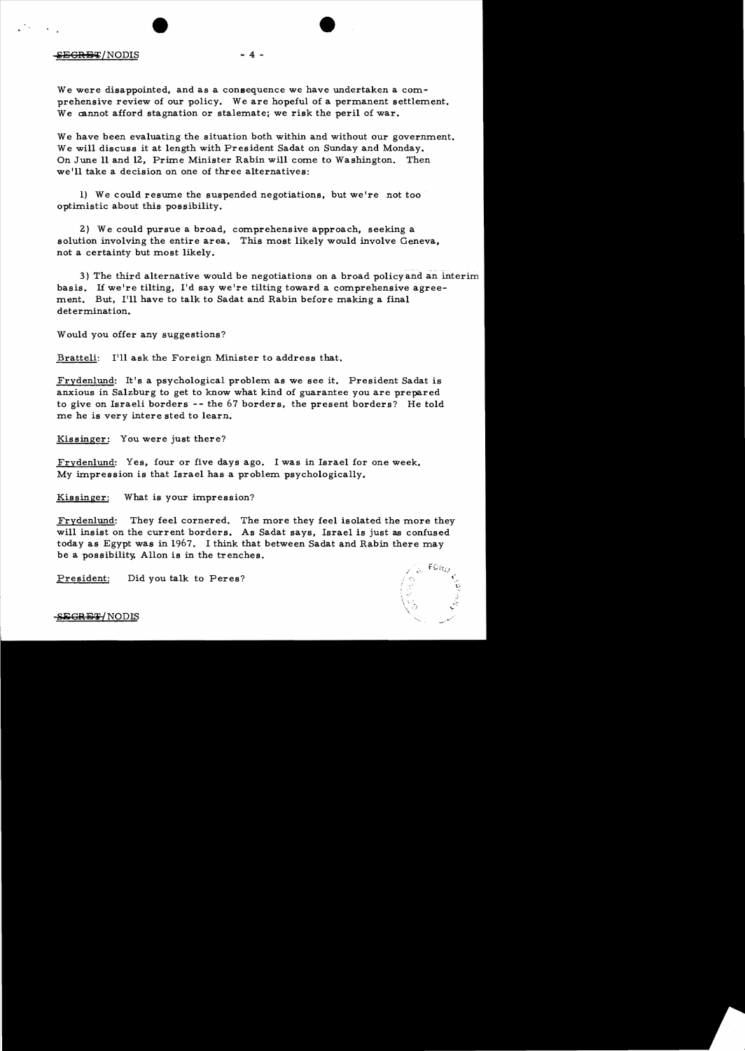We were disappointed, and as a consequence we have undertaken a comprehensive review of our policy. We are hopeful of a permanent settlement. We cannot afford stagnation or stalemate; we risk the peril of war.

We have been evaluating the situation both within and without our government. We will discuss it at length with President Sadat on Sunday and Monday. On June 11 and 12, Prime Minister Rabin will come to Washington. Then we'll take a decision on one of three alternatives:

1) We could resume the suspended negotiations, but we're not too optimistic about this possibility.

2) We could pursue a broad, comprehensive approach, seeking a solution involving the entire area. This most likely would involve Geneva, not a certainty but most likely.

3) The third alternative would be negotiations on a broad policy and an interim basis. If we're tilting, I'd say we're tilting toward a comprehensive agreement. But, I'll have to talk to Sadat and Rabin before making a final determination.

Would you offer any suggestions?

Bratteli: I'll ask the Foreign Minister to address that.

Frydenlund: It's a psychological problem as we see it. President Sadat is anxious in Salzburg to get to know what kind of guarantee you are prepared to give on Israeli borders -- the 67 borders, the present borders? He told me he is very interested to learn.

Kissinger: You were just there?

Frydenlund: Yes, four or five days ago. I was in Israel for one week. My impression is that Israel has a problem psychologically.

Kissinger: What is your impression?

Frydenlund: They feel cornered. The more they feel isolated the more they will insist on the current borders. As Sadat says, Israel is just as confused today as Egypt was in 1967. I think that between Sadat and Rabin there may be a possibility. Allon is in the trenches.

President: Did you talk to Peres?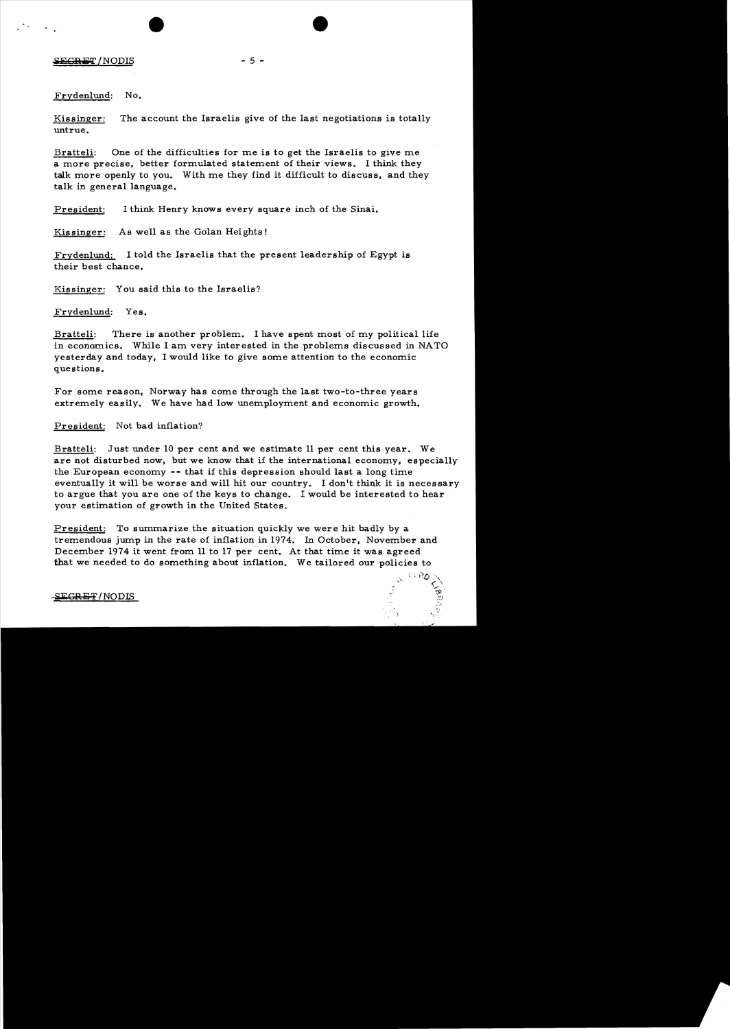Frydenlund: No.

Kissinger: The account the Israelis give of the last negotiations is totally untrue.

Bratteli: One of the difficulties for me is to get the Israelis to give me a more precise, better formulated statement of their views. I think they talk more openly to you. With me they find it difficult to discuss, and they talk in general language.

President: I think Henry knows every square inch of the Sinai.

Kissinger: As well as the Golan Heights!

Frydenlund: I told the Israelis that the present leadership of Egypt is their best chance.

Kissinger: You said this to the Israelis?

Frydenlund: Yes.

Bratteli: There is another problem. I have spent most of my political life in economics. While I am very interested in the problems discussed in NATO yesterday and today, I would like to give some attention to the economic questions.

For some reason, Norway has come through the last two-to-three years extremely easily. We have had low unemployment and economic growth.

President: Not bad inflation?

Bratteli: Just under 10 per cent and we estimate 11 per cent this year. We are not disturbed now, but we know that if the international economy, especially the European economy -- that if this depression should last a long time eventually it will be worse and will hit our country. I don't think it is necessary to argue that you are one of the keys to change. I would be interested to hear your estimation of growth in the United States.

President: To summarize the situation quickly we were hit badly by a tremendous jump in the rate of inflation in 1974. In October, November and December 1974 it went from 11 to 17 per cent. At that time it was agreed that we needed to do something about inflation. We tailored our policies to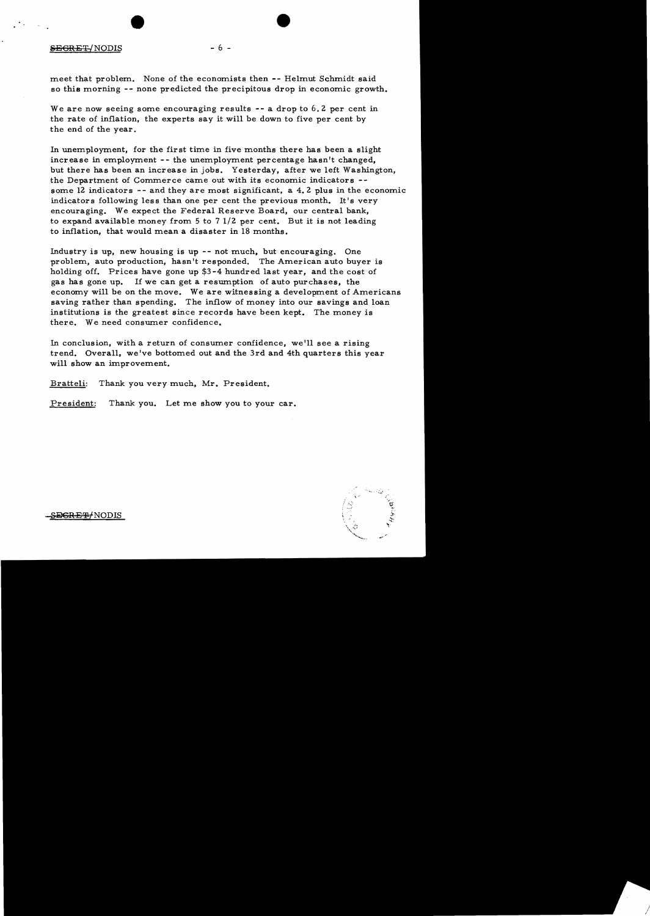meet that problem. None of the economists then -- Helmut Schmidt said so this morning -- none predicted the precipitous drop in economic growth.

We are now seeing some encouraging results -- a drop to 6.2 per cent in the rate of inflation, the experts say it will be down to five per cent by the end of the year.

In unemployment, for the first time in five months there has been a slight increase in employment -- the unemployment percentage hasn't changed, but there has been an increase in jobs. Yesterday, after we left Washington, the Department of Commerce came out with its economic indicators -- some 12 indicators -- and they are most significant, a 4.2 plus in the economic indicators following less than one per cent the previous month. It's very encouraging. We expect the Federal Reserve Board, our central bank, to expand available money from 5 to 7 1/2 per cent. But it is not leading to inflation, that would mean a disaster in 18 months.

Industry is up, new housing is up -- not much, but encouraging. One problem, auto production, hasn't responded. The American auto buyer is holding off. Prices have gone up $3-4 hundred last year, and the cost of gas has gone up. If we can get a resumption of auto purchases, the economy will be on the move. We are witnessing a development of Americans saving rather than spending. The inflow of money into our savings and loan institutions is the greatest since records have been kept. The money is there. We need consumer confidence.

In conclusion, with a return of consumer confidence, we'll see a rising trend. Overall, we've bottomed out and the 3rd and 4th quarters this year will show an improvement.

Bratteli: Thank you very much, Mr. President.

President: Thank you. Let me show you to your car.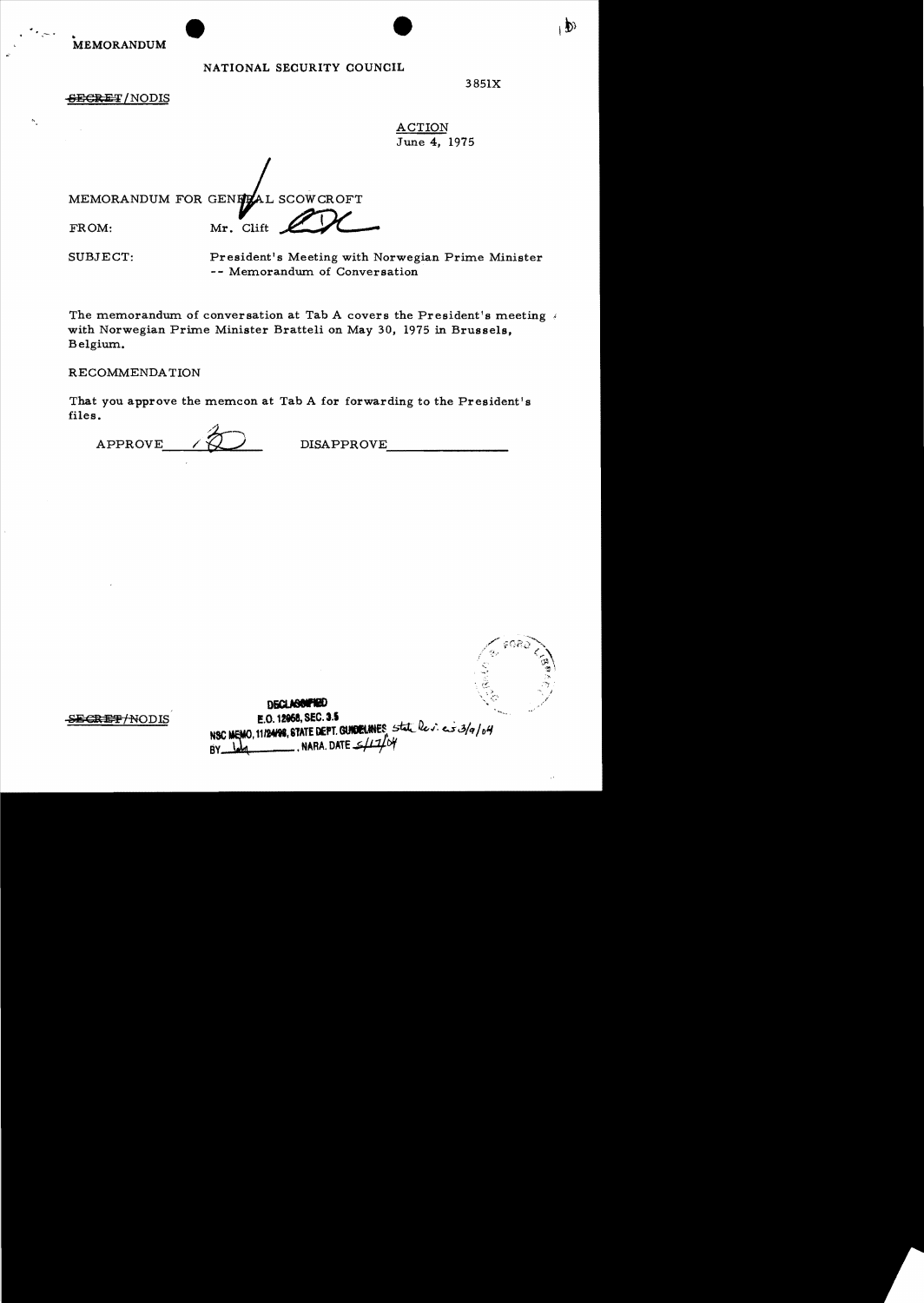MEMORANDUM

NATIONAL SECURITY COUNCIL

3851X

~~SECRET~~/NODIS

ACTION
June 4, 1975

MEMORANDUM FOR GENERAL SCOWCROFT

FROM: Mr. Clift

SUBJECT: President's Meeting with Norwegian Prime Minister -- Memorandum of Conversation

The memorandum of conversation at Tab A covers the President's meeting with Norwegian Prime Minister Bratteli on May 30, 1975 in Brussels, Belgium.

RECOMMENDATION

That you approve the memcon at Tab A for forwarding to the President's files.

APPROVE ✓ BS DISAPPROVE________________

~~SECRET~~/NODIS

DECLASSIFIED
E.O. 12958, SEC. 3.5
NSC MEMO, 11/24/98, STATE DEPT. GUIDELINES State Rev. 3/9/04
BY lah, NARA. DATE 5/17/04